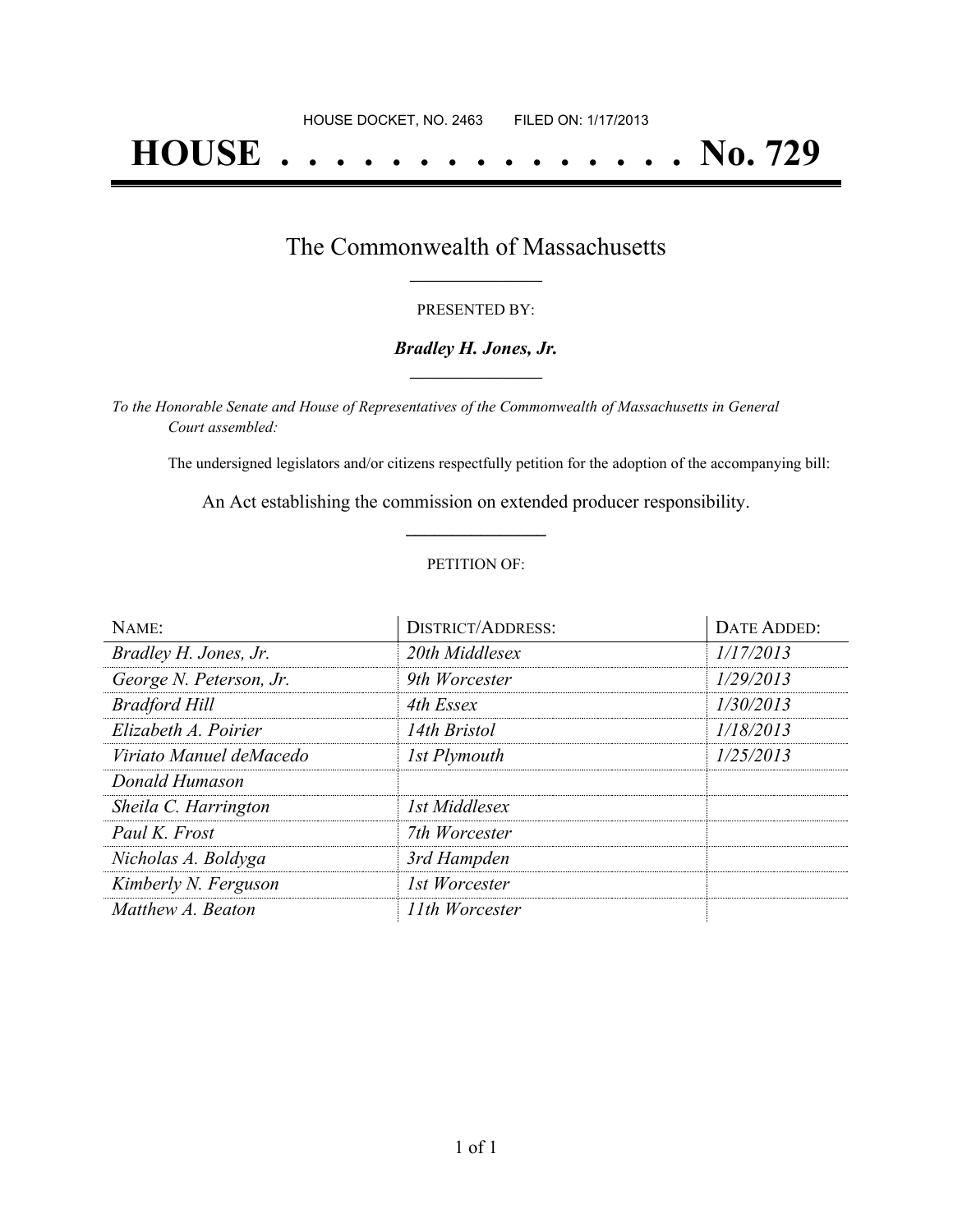HOUSE DOCKET, NO. 2463 FILED ON: 1/17/2013

# HOUSE . . . . . . . . . . . . . . . No. 729

## The Commonwealth of Massachusetts

PRESENTED BY:

***Bradley H. Jones, Jr.***

*To the Honorable Senate and House of Representatives of the Commonwealth of Massachusetts in General Court assembled:*

The undersigned legislators and/or citizens respectfully petition for the adoption of the accompanying bill:

An Act establishing the commission on extended producer responsibility.

PETITION OF:

| NAME: | DISTRICT/ADDRESS: | DATE ADDED: |
|---|---|---|
| *Bradley H. Jones, Jr.* | *20th Middlesex* | *1/17/2013* |
| *George N. Peterson, Jr.* | *9th Worcester* | *1/29/2013* |
| *Bradford Hill* | *4th Essex* | *1/30/2013* |
| *Elizabeth A. Poirier* | *14th Bristol* | *1/18/2013* |
| *Viriato Manuel deMacedo* | *1st Plymouth* | *1/25/2013* |
| *Donald Humason* | | |
| *Sheila C. Harrington* | *1st Middlesex* | |
| *Paul K. Frost* | *7th Worcester* | |
| *Nicholas A. Boldyga* | *3rd Hampden* | |
| *Kimberly N. Ferguson* | *1st Worcester* | |
| *Matthew A. Beaton* | *11th Worcester* | |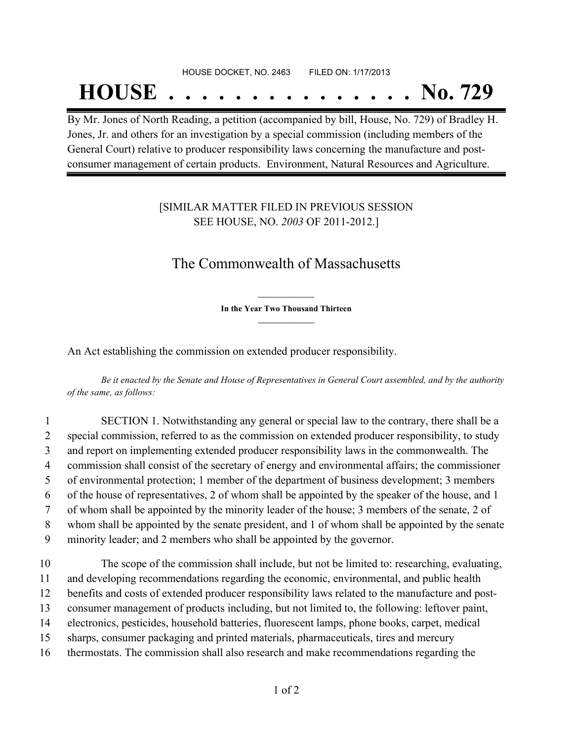HOUSE DOCKET, NO. 2463 FILED ON: 1/17/2013

# HOUSE . . . . . . . . . . . . . . . No. 729

By Mr. Jones of North Reading, a petition (accompanied by bill, House, No. 729) of Bradley H. Jones, Jr. and others for an investigation by a special commission (including members of the General Court) relative to producer responsibility laws concerning the manufacture and post-consumer management of certain products. Environment, Natural Resources and Agriculture.

[SIMILAR MATTER FILED IN PREVIOUS SESSION SEE HOUSE, NO. *2003* OF 2011-2012.]

## The Commonwealth of Massachusetts

**In the Year Two Thousand Thirteen**

An Act establishing the commission on extended producer responsibility.

*Be it enacted by the Senate and House of Representatives in General Court assembled, and by the authority of the same, as follows:*

1 SECTION 1. Notwithstanding any general or special law to the contrary, there shall be a
2 special commission, referred to as the commission on extended producer responsibility, to study
3 and report on implementing extended producer responsibility laws in the commonwealth. The
4 commission shall consist of the secretary of energy and environmental affairs; the commissioner
5 of environmental protection; 1 member of the department of business development; 3 members
6 of the house of representatives, 2 of whom shall be appointed by the speaker of the house, and 1
7 of whom shall be appointed by the minority leader of the house; 3 members of the senate, 2 of
8 whom shall be appointed by the senate president, and 1 of whom shall be appointed by the senate
9 minority leader; and 2 members who shall be appointed by the governor.

10 The scope of the commission shall include, but not be limited to: researching, evaluating,
11 and developing recommendations regarding the economic, environmental, and public health
12 benefits and costs of extended producer responsibility laws related to the manufacture and post-
13 consumer management of products including, but not limited to, the following: leftover paint,
14 electronics, pesticides, household batteries, fluorescent lamps, phone books, carpet, medical
15 sharps, consumer packaging and printed materials, pharmaceuticals, tires and mercury
16 thermostats. The commission shall also research and make recommendations regarding the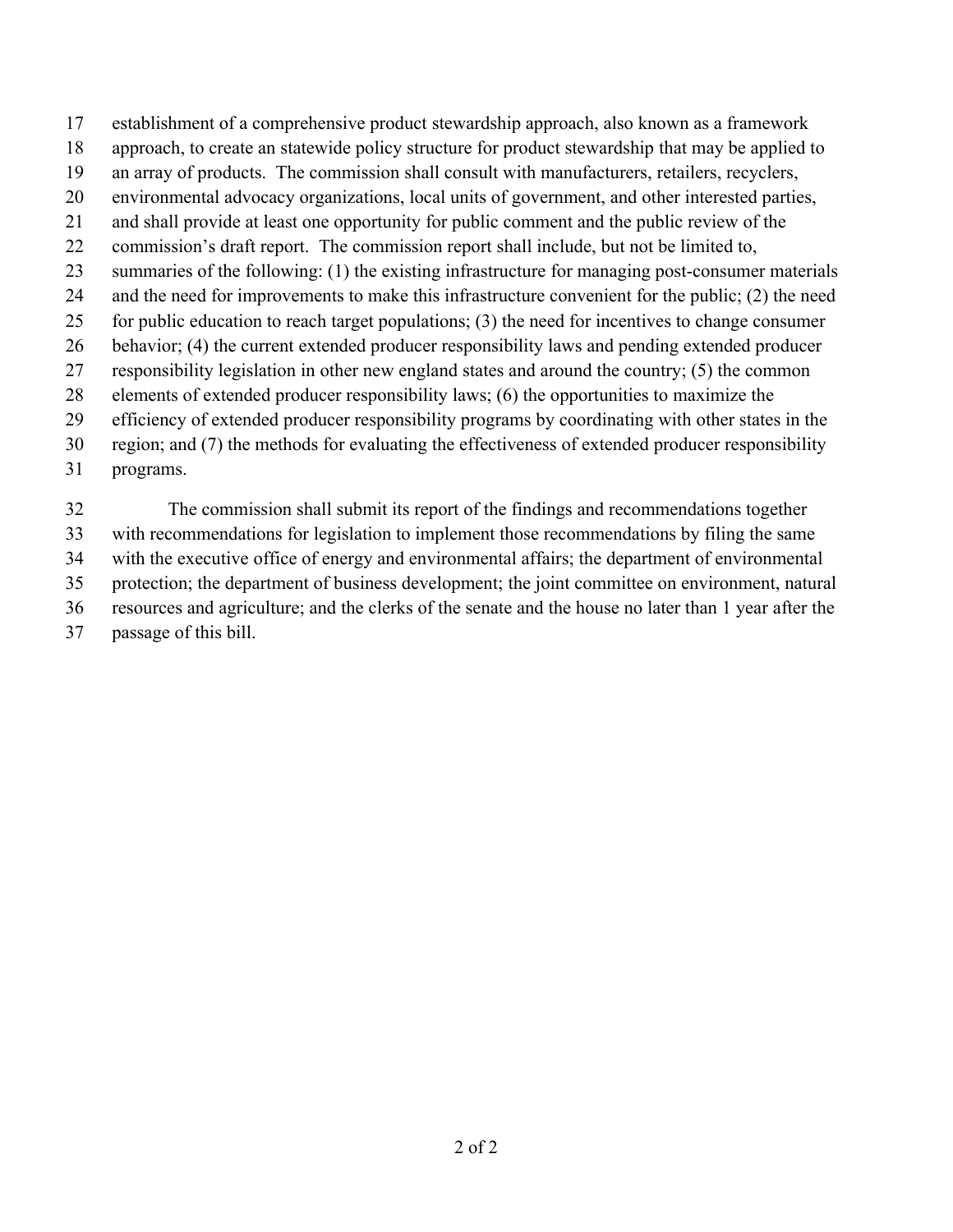establishment of a comprehensive product stewardship approach, also known as a framework approach, to create an statewide policy structure for product stewardship that may be applied to an array of products. The commission shall consult with manufacturers, retailers, recyclers, environmental advocacy organizations, local units of government, and other interested parties, and shall provide at least one opportunity for public comment and the public review of the commission's draft report. The commission report shall include, but not be limited to, summaries of the following: (1) the existing infrastructure for managing post-consumer materials and the need for improvements to make this infrastructure convenient for the public; (2) the need for public education to reach target populations; (3) the need for incentives to change consumer behavior; (4) the current extended producer responsibility laws and pending extended producer responsibility legislation in other new england states and around the country; (5) the common elements of extended producer responsibility laws; (6) the opportunities to maximize the efficiency of extended producer responsibility programs by coordinating with other states in the region; and (7) the methods for evaluating the effectiveness of extended producer responsibility programs.

The commission shall submit its report of the findings and recommendations together with recommendations for legislation to implement those recommendations by filing the same with the executive office of energy and environmental affairs; the department of environmental protection; the department of business development; the joint committee on environment, natural resources and agriculture; and the clerks of the senate and the house no later than 1 year after the passage of this bill.